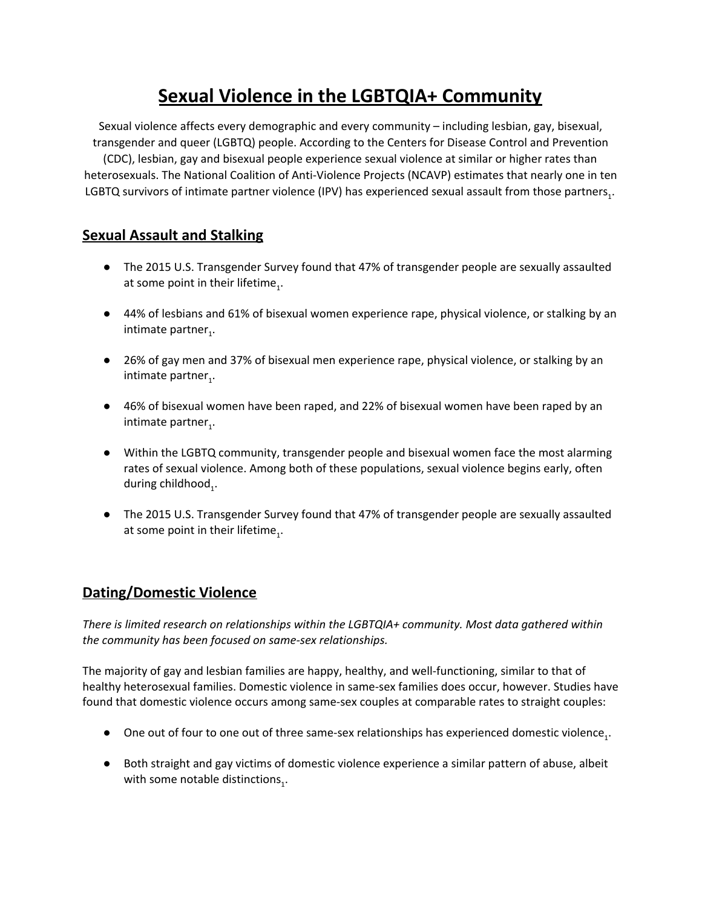# Sexual Violence in the LGBTQIA+ Community

Sexual violence affects every demographic and every community – including lesbian, gay, bisexual, transgender and queer (LGBTQ) people. According to the Centers for Disease Control and Prevention (CDC), lesbian, gay and bisexual people experience sexual violence at similar or higher rates than heterosexuals. The National Coalition of Anti-Violence Projects (NCAVP) estimates that nearly one in ten LGBTQ survivors of intimate partner violence (IPV) has experienced sexual assault from those partners[1].

## Sexual Assault and Stalking

- The 2015 U.S. Transgender Survey found that 47% of transgender people are sexually assaulted at some point in their lifetime[1].
- 44% of lesbians and 61% of bisexual women experience rape, physical violence, or stalking by an intimate partner[1].
- 26% of gay men and 37% of bisexual men experience rape, physical violence, or stalking by an intimate partner[1].
- 46% of bisexual women have been raped, and 22% of bisexual women have been raped by an intimate partner[1].
- Within the LGBTQ community, transgender people and bisexual women face the most alarming rates of sexual violence. Among both of these populations, sexual violence begins early, often during childhood[1].
- The 2015 U.S. Transgender Survey found that 47% of transgender people are sexually assaulted at some point in their lifetime[1].

## Dating/Domestic Violence

*There is limited research on relationships within the LGBTQIA+ community. Most data gathered within the community has been focused on same-sex relationships.*

The majority of gay and lesbian families are happy, healthy, and well-functioning, similar to that of healthy heterosexual families. Domestic violence in same-sex families does occur, however. Studies have found that domestic violence occurs among same-sex couples at comparable rates to straight couples:

- One out of four to one out of three same-sex relationships has experienced domestic violence[1].
- Both straight and gay victims of domestic violence experience a similar pattern of abuse, albeit with some notable distinctions[1].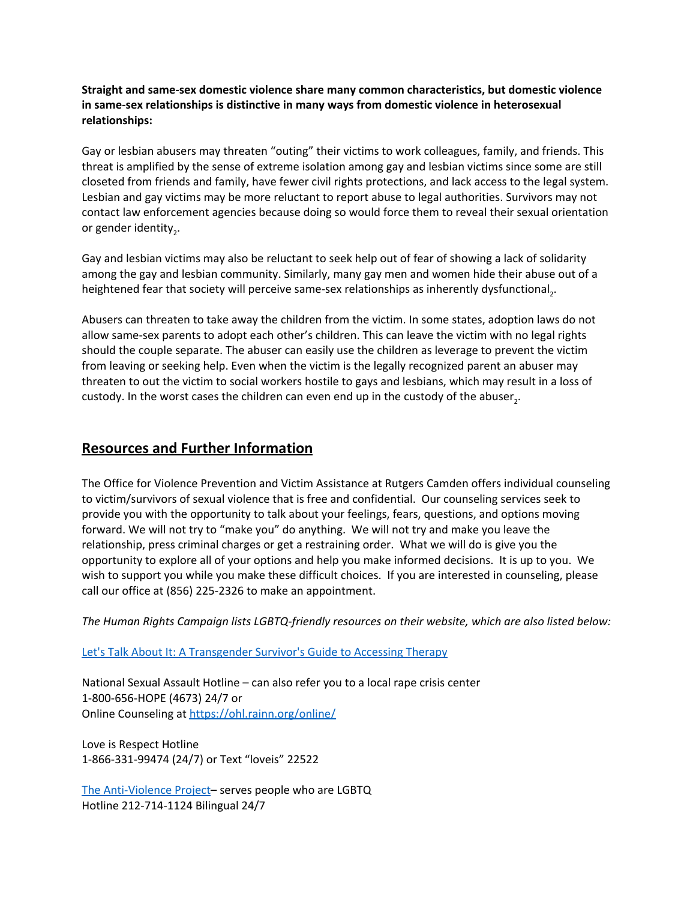**Straight and same-sex domestic violence share many common characteristics, but domestic violence in same-sex relationships is distinctive in many ways from domestic violence in heterosexual relationships:**

Gay or lesbian abusers may threaten "outing" their victims to work colleagues, family, and friends. This threat is amplified by the sense of extreme isolation among gay and lesbian victims since some are still closeted from friends and family, have fewer civil rights protections, and lack access to the legal system. Lesbian and gay victims may be more reluctant to report abuse to legal authorities. Survivors may not contact law enforcement agencies because doing so would force them to reveal their sexual orientation or gender identity[2].

Gay and lesbian victims may also be reluctant to seek help out of fear of showing a lack of solidarity among the gay and lesbian community. Similarly, many gay men and women hide their abuse out of a heightened fear that society will perceive same-sex relationships as inherently dysfunctional[2].

Abusers can threaten to take away the children from the victim. In some states, adoption laws do not allow same-sex parents to adopt each other's children. This can leave the victim with no legal rights should the couple separate. The abuser can easily use the children as leverage to prevent the victim from leaving or seeking help. Even when the victim is the legally recognized parent an abuser may threaten to out the victim to social workers hostile to gays and lesbians, which may result in a loss of custody. In the worst cases the children can even end up in the custody of the abuser[2].

## Resources and Further Information

The Office for Violence Prevention and Victim Assistance at Rutgers Camden offers individual counseling to victim/survivors of sexual violence that is free and confidential. Our counseling services seek to provide you with the opportunity to talk about your feelings, fears, questions, and options moving forward. We will not try to "make you" do anything. We will not try and make you leave the relationship, press criminal charges or get a restraining order. What we will do is give you the opportunity to explore all of your options and help you make informed decisions. It is up to you. We wish to support you while you make these difficult choices. If you are interested in counseling, please call our office at (856) 225-2326 to make an appointment.

*The Human Rights Campaign lists LGBTQ-friendly resources on their website, which are also listed below:*

Let's Talk About It: A Transgender Survivor's Guide to Accessing Therapy

National Sexual Assault Hotline – can also refer you to a local rape crisis center
1-800-656-HOPE (4673) 24/7 or
Online Counseling at https://ohl.rainn.org/online/

Love is Respect Hotline
1-866-331-99474 (24/7) or Text "loveis" 22522

The Anti-Violence Project– serves people who are LGBTQ
Hotline 212-714-1124 Bilingual 24/7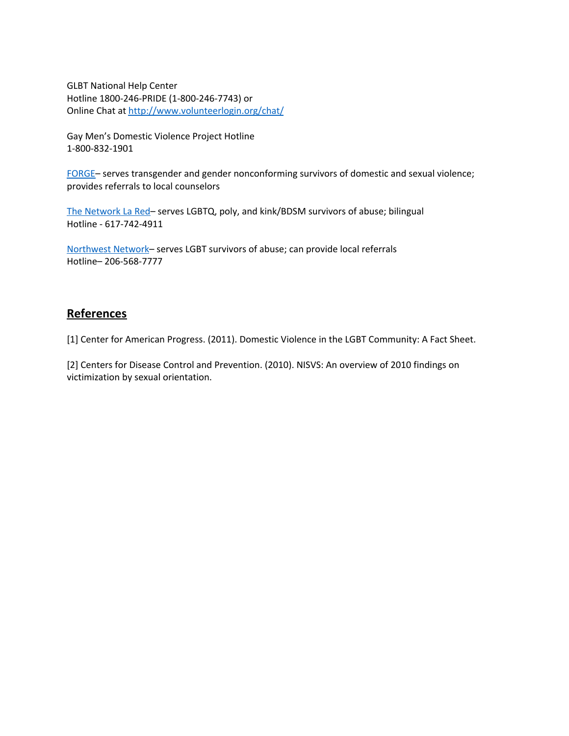GLBT National Help Center
Hotline 1800-246-PRIDE (1-800-246-7743) or
Online Chat at [http://www.volunteerlogin.org/chat/](http://www.volunteerlogin.org/chat/)

Gay Men's Domestic Violence Project Hotline
1-800-832-1901

FORGE– serves transgender and gender nonconforming survivors of domestic and sexual violence; provides referrals to local counselors

The Network La Red– serves LGBTQ, poly, and kink/BDSM survivors of abuse; bilingual
Hotline - 617-742-4911

Northwest Network– serves LGBT survivors of abuse; can provide local referrals
Hotline– 206-568-7777

## References

[1] Center for American Progress. (2011). Domestic Violence in the LGBT Community: A Fact Sheet.

[2] Centers for Disease Control and Prevention. (2010). NISVS: An overview of 2010 findings on victimization by sexual orientation.